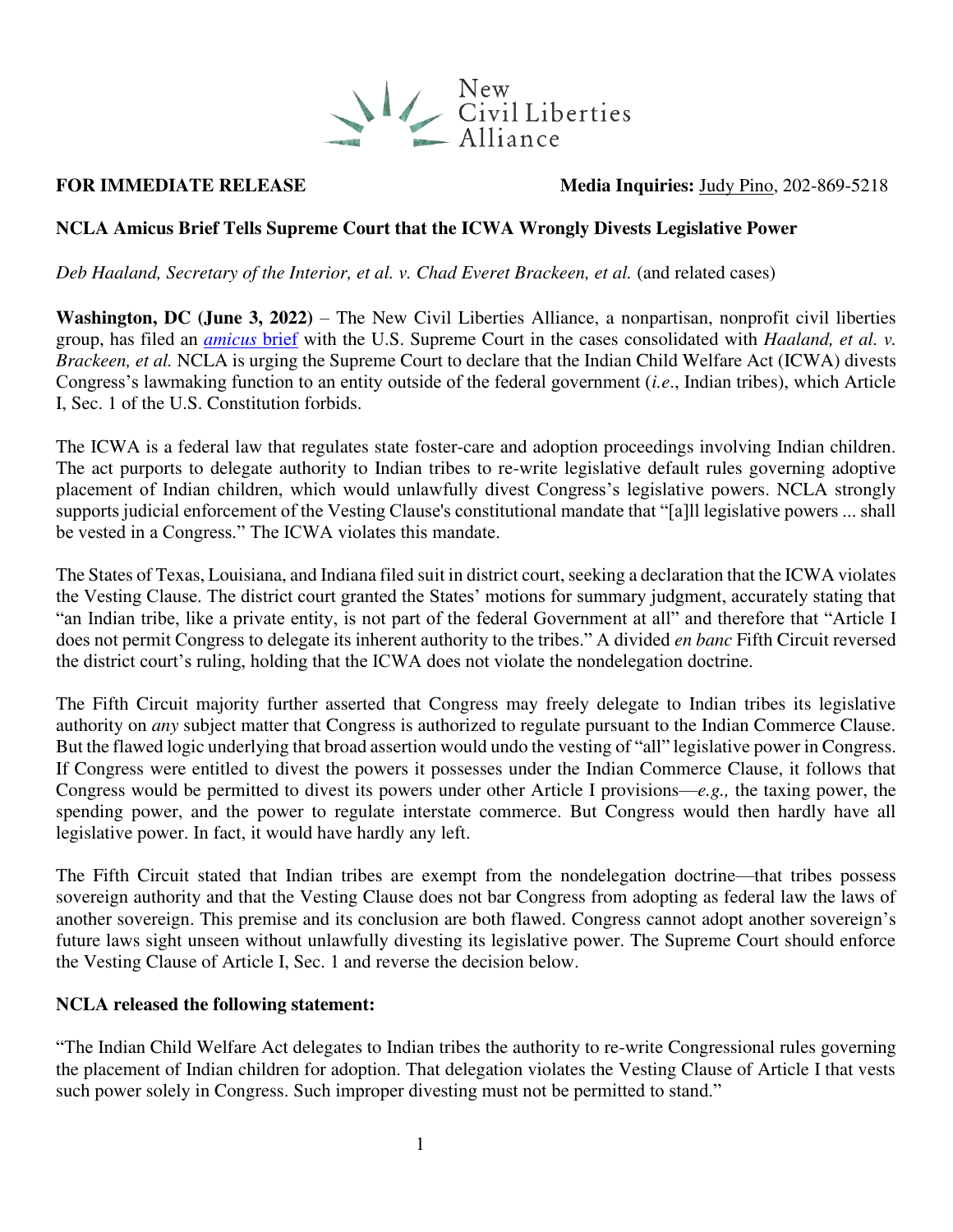New Civil Liberties Alliance

**FOR IMMEDIATE RELEASE** **Media Inquiries:** Judy Pino, 202-869-5218

**NCLA Amicus Brief Tells Supreme Court that the ICWA Wrongly Divests Legislative Power**

*Deb Haaland, Secretary of the Interior, et al. v. Chad Everet Brackeen, et al.* (and related cases)

**Washington, DC (June 3, 2022)** – The New Civil Liberties Alliance, a nonpartisan, nonprofit civil liberties group, has filed an [*amicus* brief] with the U.S. Supreme Court in the cases consolidated with *Haaland, et al. v. Brackeen, et al.* NCLA is urging the Supreme Court to declare that the Indian Child Welfare Act (ICWA) divests Congress's lawmaking function to an entity outside of the federal government (*i.e*., Indian tribes), which Article I, Sec. 1 of the U.S. Constitution forbids.

The ICWA is a federal law that regulates state foster-care and adoption proceedings involving Indian children. The act purports to delegate authority to Indian tribes to re-write legislative default rules governing adoptive placement of Indian children, which would unlawfully divest Congress's legislative powers. NCLA strongly supports judicial enforcement of the Vesting Clause's constitutional mandate that "[a]ll legislative powers ... shall be vested in a Congress." The ICWA violates this mandate.

The States of Texas, Louisiana, and Indiana filed suit in district court, seeking a declaration that the ICWA violates the Vesting Clause. The district court granted the States' motions for summary judgment, accurately stating that "an Indian tribe, like a private entity, is not part of the federal Government at all" and therefore that "Article I does not permit Congress to delegate its inherent authority to the tribes." A divided *en banc* Fifth Circuit reversed the district court's ruling, holding that the ICWA does not violate the nondelegation doctrine.

The Fifth Circuit majority further asserted that Congress may freely delegate to Indian tribes its legislative authority on *any* subject matter that Congress is authorized to regulate pursuant to the Indian Commerce Clause. But the flawed logic underlying that broad assertion would undo the vesting of "all" legislative power in Congress. If Congress were entitled to divest the powers it possesses under the Indian Commerce Clause, it follows that Congress would be permitted to divest its powers under other Article I provisions—*e.g.,* the taxing power, the spending power, and the power to regulate interstate commerce. But Congress would then hardly have all legislative power. In fact, it would have hardly any left.

The Fifth Circuit stated that Indian tribes are exempt from the nondelegation doctrine—that tribes possess sovereign authority and that the Vesting Clause does not bar Congress from adopting as federal law the laws of another sovereign. This premise and its conclusion are both flawed. Congress cannot adopt another sovereign's future laws sight unseen without unlawfully divesting its legislative power. The Supreme Court should enforce the Vesting Clause of Article I, Sec. 1 and reverse the decision below.

**NCLA released the following statement:**

"The Indian Child Welfare Act delegates to Indian tribes the authority to re-write Congressional rules governing the placement of Indian children for adoption. That delegation violates the Vesting Clause of Article I that vests such power solely in Congress. Such improper divesting must not be permitted to stand."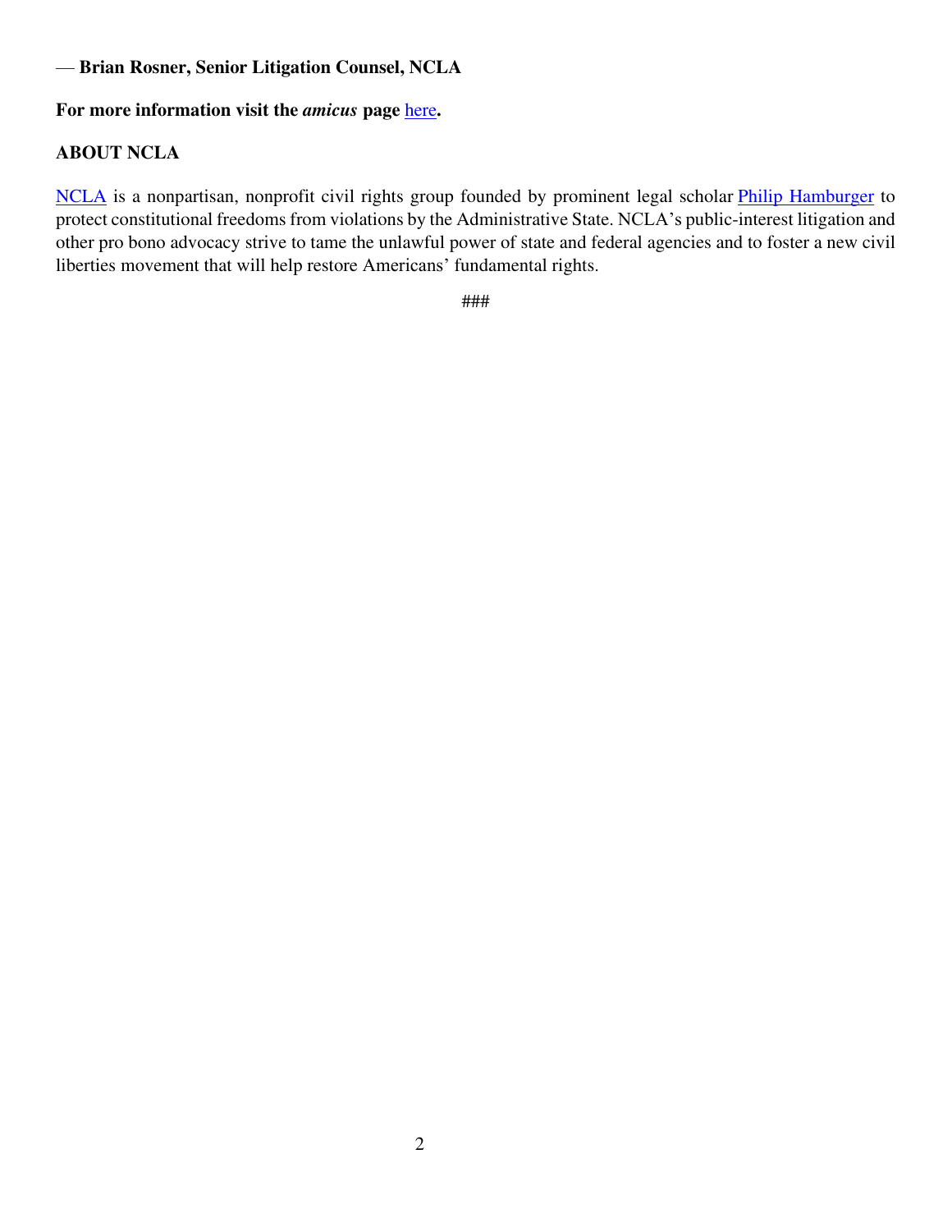— **Brian Rosner, Senior Litigation Counsel, NCLA**

**For more information visit the *amicus* page here.**

**ABOUT NCLA**

NCLA is a nonpartisan, nonprofit civil rights group founded by prominent legal scholar Philip Hamburger to protect constitutional freedoms from violations by the Administrative State. NCLA's public-interest litigation and other pro bono advocacy strive to tame the unlawful power of state and federal agencies and to foster a new civil liberties movement that will help restore Americans' fundamental rights.

###